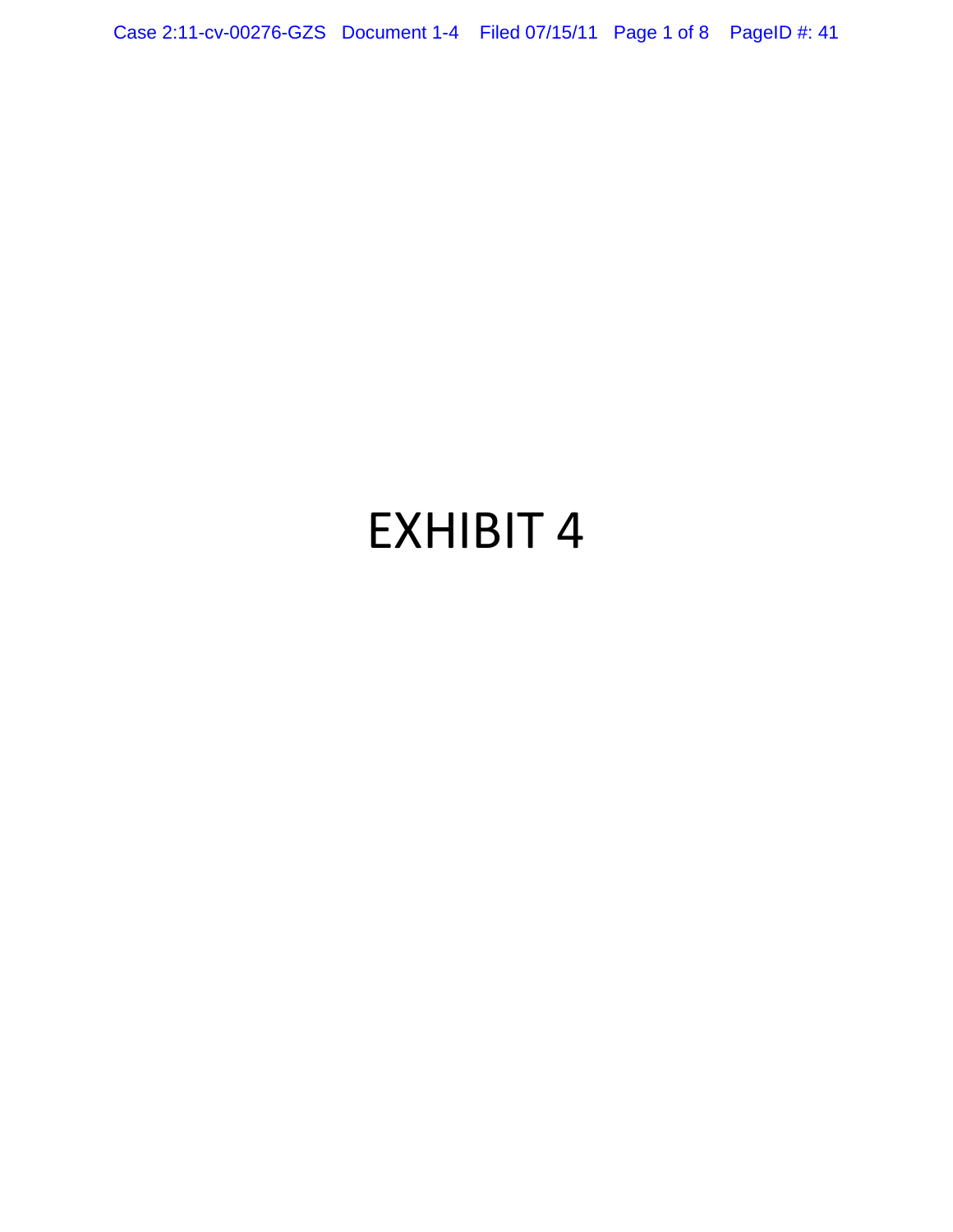# EXHIBIT 4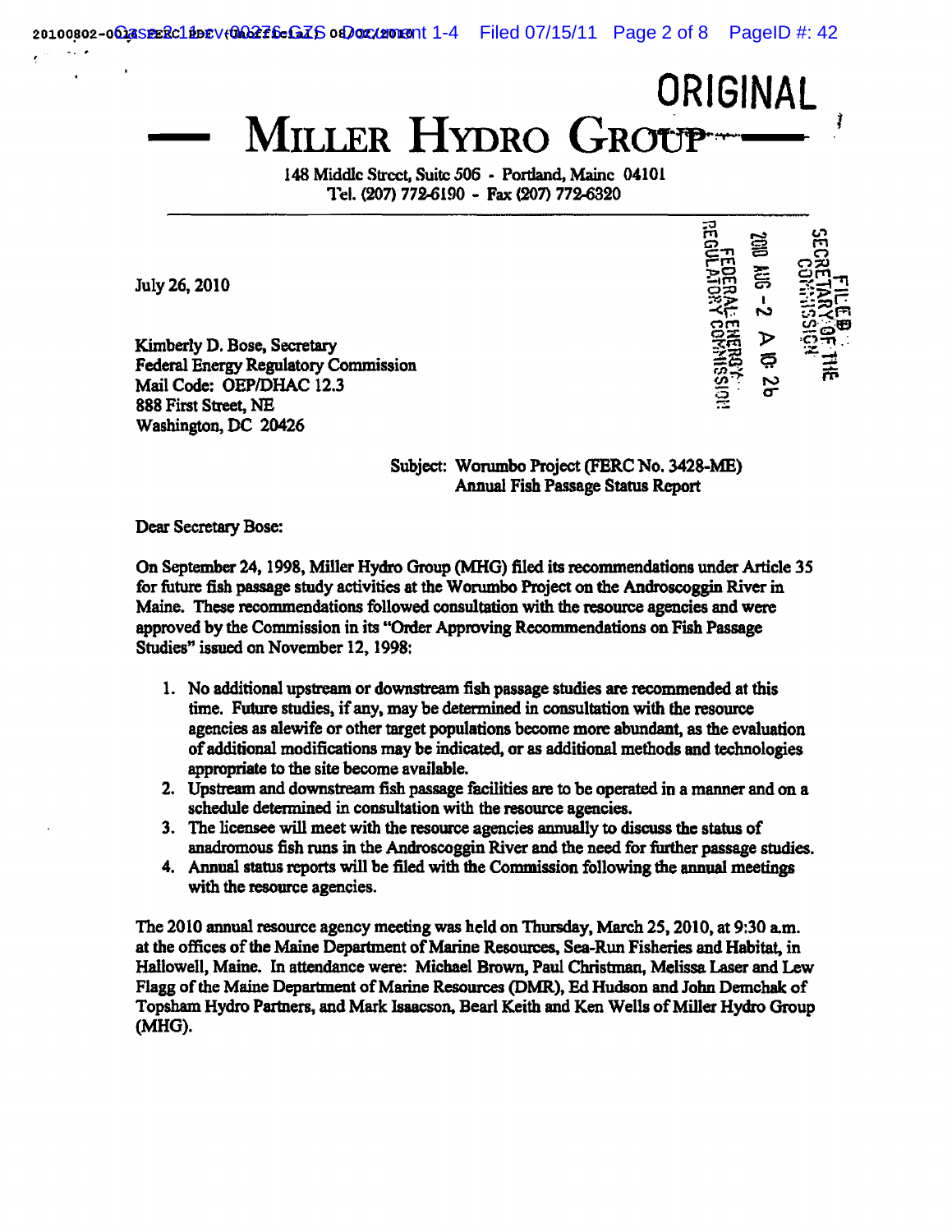ORIGINAL

# MILLER HYDRO GROUP

148 Middle Street, Suite 506 - Portland, Maine 04101
Tel. (207) 772-6190 - Fax (207) 772-6320

FILED
SECRETARY OF THE COMMISSION
2010 AUG -2 A 10: 26
FEDERAL ENERGY REGULATORY COMMISSION

July 26, 2010

Kimberly D. Bose, Secretary
Federal Energy Regulatory Commission
Mail Code: OEP/DHAC 12.3
888 First Street, NE
Washington, DC 20426

Subject: Worumbo Project (FERC No. 3428-ME)
Annual Fish Passage Status Report

Dear Secretary Bose:

On September 24, 1998, Miller Hydro Group (MHG) filed its recommendations under Article 35 for future fish passage study activities at the Worumbo Project on the Androscoggin River in Maine. These recommendations followed consultation with the resource agencies and were approved by the Commission in its "Order Approving Recommendations on Fish Passage Studies" issued on November 12, 1998:

1. No additional upstream or downstream fish passage studies are recommended at this time. Future studies, if any, may be determined in consultation with the resource agencies as alewife or other target populations become more abundant, as the evaluation of additional modifications may be indicated, or as additional methods and technologies appropriate to the site become available.
2. Upstream and downstream fish passage facilities are to be operated in a manner and on a schedule determined in consultation with the resource agencies.
3. The licensee will meet with the resource agencies annually to discuss the status of anadromous fish runs in the Androscoggin River and the need for further passage studies.
4. Annual status reports will be filed with the Commission following the annual meetings with the resource agencies.

The 2010 annual resource agency meeting was held on Thursday, March 25, 2010, at 9:30 a.m. at the offices of the Maine Department of Marine Resources, Sea-Run Fisheries and Habitat, in Hallowell, Maine. In attendance were: Michael Brown, Paul Christman, Melissa Laser and Lew Flagg of the Maine Department of Marine Resources (DMR), Ed Hudson and John Demchak of Topsham Hydro Partners, and Mark Isaacson, Bearl Keith and Ken Wells of Miller Hydro Group (MHG).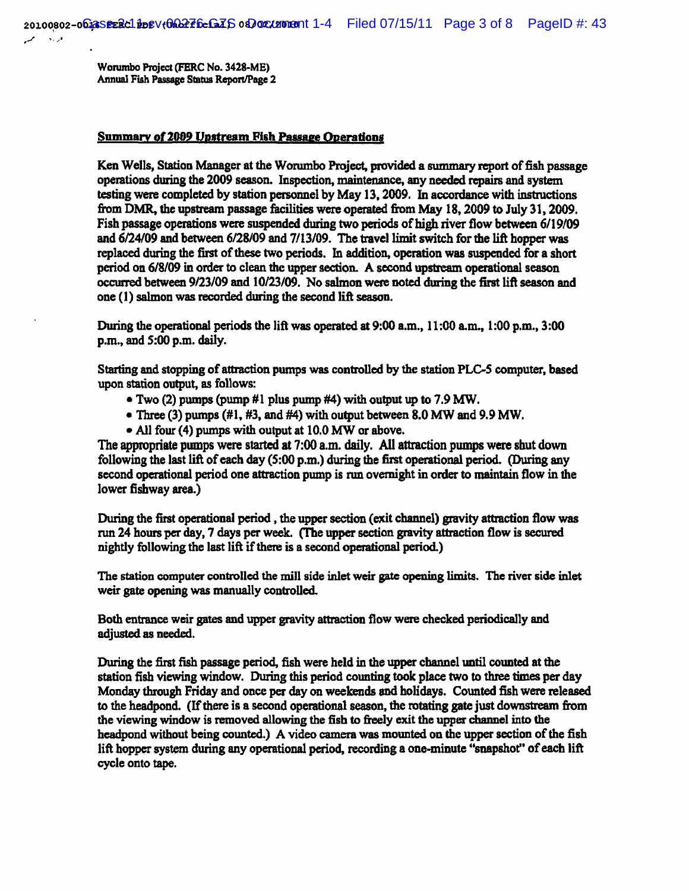Worumbo Project (FERC No. 3428-ME)
Annual Fish Passage Status Report/Page 2

## Summary of 2009 Upstream Fish Passage Operations

Ken Wells, Station Manager at the Worumbo Project, provided a summary report of fish passage operations during the 2009 season. Inspection, maintenance, any needed repairs and system testing were completed by station personnel by May 13, 2009. In accordance with instructions from DMR, the upstream passage facilities were operated from May 18, 2009 to July 31, 2009. Fish passage operations were suspended during two periods of high river flow between 6/19/09 and 6/24/09 and between 6/28/09 and 7/13/09. The travel limit switch for the lift hopper was replaced during the first of these two periods. In addition, operation was suspended for a short period on 6/8/09 in order to clean the upper section. A second upstream operational season occurred between 9/23/09 and 10/23/09. No salmon were noted during the first lift season and one (1) salmon was recorded during the second lift season.

During the operational periods the lift was operated at 9:00 a.m., 11:00 a.m., 1:00 p.m., 3:00 p.m., and 5:00 p.m. daily.

Starting and stopping of attraction pumps was controlled by the station PLC-5 computer, based upon station output, as follows:

- Two (2) pumps (pump #1 plus pump #4) with output up to 7.9 MW.
- Three (3) pumps (#1, #3, and #4) with output between 8.0 MW and 9.9 MW.
- All four (4) pumps with output at 10.0 MW or above.

The appropriate pumps were started at 7:00 a.m. daily. All attraction pumps were shut down following the last lift of each day (5:00 p.m.) during the first operational period. (During any second operational period one attraction pump is run overnight in order to maintain flow in the lower fishway area.)

During the first operational period , the upper section (exit channel) gravity attraction flow was run 24 hours per day, 7 days per week. (The upper section gravity attraction flow is secured nightly following the last lift if there is a second operational period.)

The station computer controlled the mill side inlet weir gate opening limits. The river side inlet weir gate opening was manually controlled.

Both entrance weir gates and upper gravity attraction flow were checked periodically and adjusted as needed.

During the first fish passage period, fish were held in the upper channel until counted at the station fish viewing window. During this period counting took place two to three times per day Monday through Friday and once per day on weekends and holidays. Counted fish were released to the headpond. (If there is a second operational season, the rotating gate just downstream from the viewing window is removed allowing the fish to freely exit the upper channel into the headpond without being counted.) A video camera was mounted on the upper section of the fish lift hopper system during any operational period, recording a one-minute "snapshot" of each lift cycle onto tape.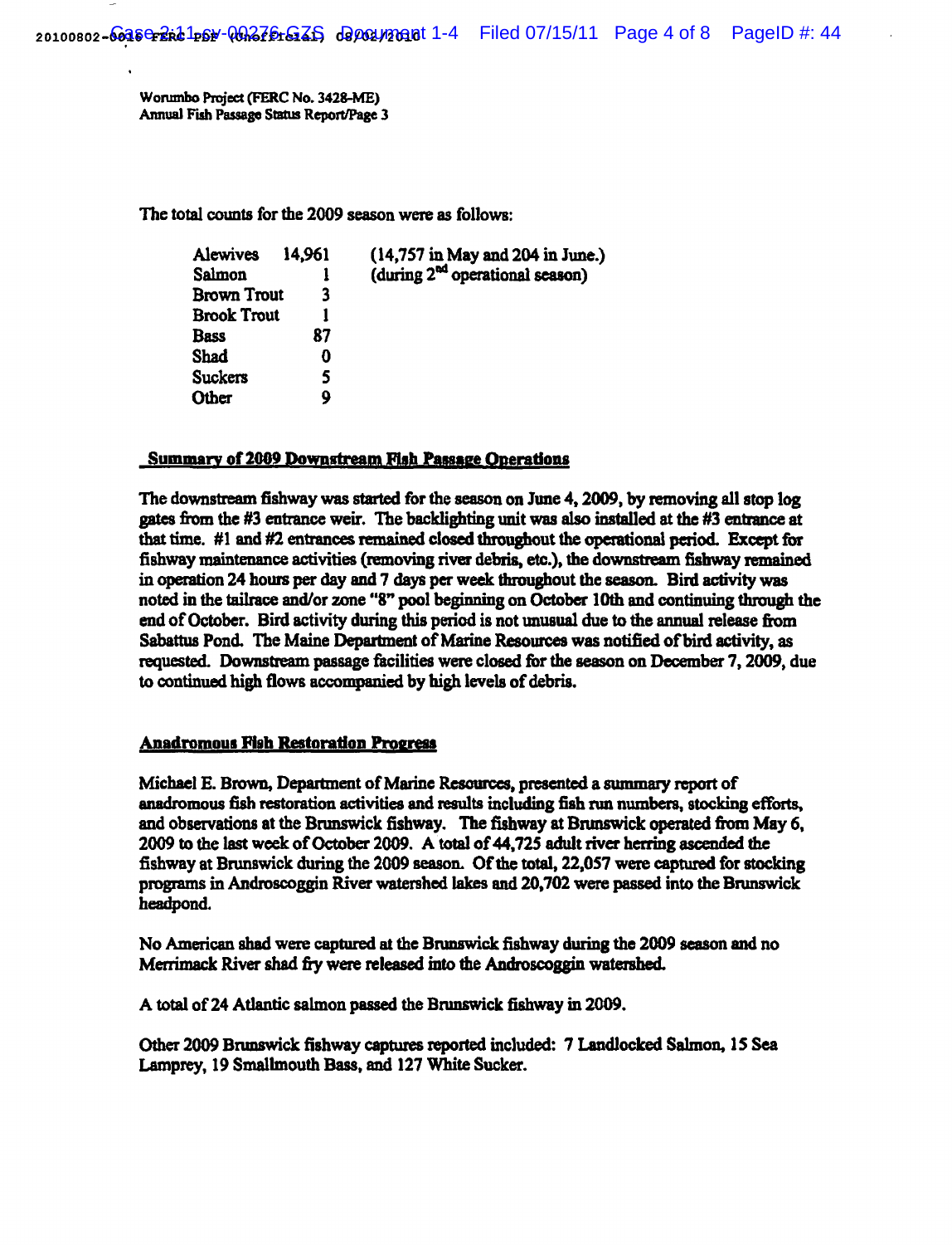Worumbo Project (FERC No. 3428-ME)
Annual Fish Passage Status Report/Page 3

The total counts for the 2009 season were as follows:

| Species | Count | Notes |
|---|---|---|
| Alewives | 14,961 | (14,757 in May and 204 in June.) |
| Salmon | 1 | (during 2nd operational season) |
| Brown Trout | 3 | |
| Brook Trout | 1 | |
| Bass | 87 | |
| Shad | 0 | |
| Suckers | 5 | |
| Other | 9 | |

## Summary of 2009 Downstream Fish Passage Operations

The downstream fishway was started for the season on June 4, 2009, by removing all stop log gates from the #3 entrance weir. The backlighting unit was also installed at the #3 entrance at that time. #1 and #2 entrances remained closed throughout the operational period. Except for fishway maintenance activities (removing river debris, etc.), the downstream fishway remained in operation 24 hours per day and 7 days per week throughout the season. Bird activity was noted in the tailrace and/or zone "8" pool beginning on October 10th and continuing through the end of October. Bird activity during this period is not unusual due to the annual release from Sabattus Pond. The Maine Department of Marine Resources was notified of bird activity, as requested. Downstream passage facilities were closed for the season on December 7, 2009, due to continued high flows accompanied by high levels of debris.

## Anadromous Fish Restoration Progress

Michael E. Brown, Department of Marine Resources, presented a summary report of anadromous fish restoration activities and results including fish run numbers, stocking efforts, and observations at the Brunswick fishway. The fishway at Brunswick operated from May 6, 2009 to the last week of October 2009. A total of 44,725 adult river herring ascended the fishway at Brunswick during the 2009 season. Of the total, 22,057 were captured for stocking programs in Androscoggin River watershed lakes and 20,702 were passed into the Brunswick headpond.

No American shad were captured at the Brunswick fishway during the 2009 season and no Merrimack River shad fry were released into the Androscoggin watershed.

A total of 24 Atlantic salmon passed the Brunswick fishway in 2009.

Other 2009 Brunswick fishway captures reported included: 7 Landlocked Salmon, 15 Sea Lamprey, 19 Smallmouth Bass, and 127 White Sucker.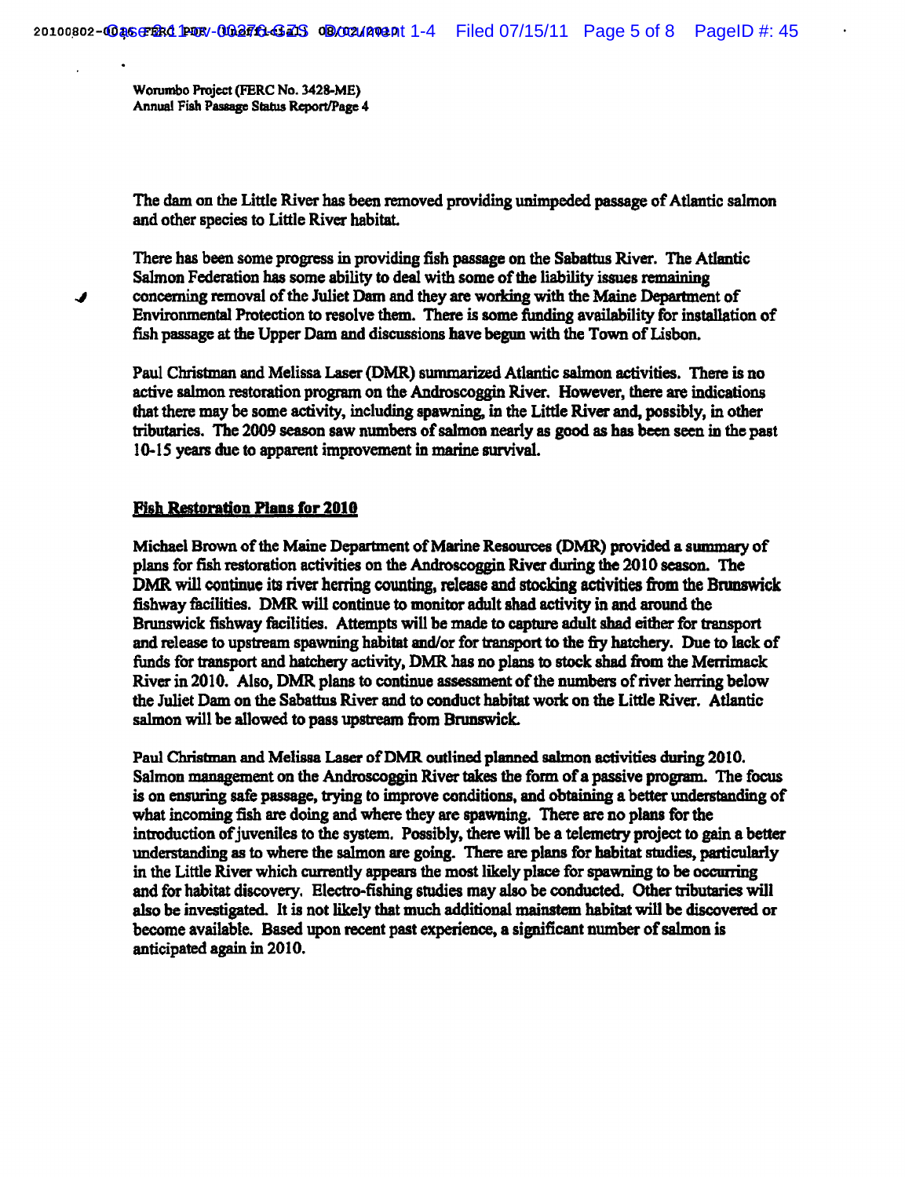The dam on the Little River has been removed providing unimpeded passage of Atlantic salmon and other species to Little River habitat.

There has been some progress in providing fish passage on the Sabattus River. The Atlantic Salmon Federation has some ability to deal with some of the liability issues remaining concerning removal of the Juliet Dam and they are working with the Maine Department of Environmental Protection to resolve them. There is some funding availability for installation of fish passage at the Upper Dam and discussions have begun with the Town of Lisbon.

Paul Christman and Melissa Laser (DMR) summarized Atlantic salmon activities. There is no active salmon restoration program on the Androscoggin River. However, there are indications that there may be some activity, including spawning, in the Little River and, possibly, in other tributaries. The 2009 season saw numbers of salmon nearly as good as has been seen in the past 10-15 years due to apparent improvement in marine survival.

## Fish Restoration Plans for 2010

Michael Brown of the Maine Department of Marine Resources (DMR) provided a summary of plans for fish restoration activities on the Androscoggin River during the 2010 season. The DMR will continue its river herring counting, release and stocking activities from the Brunswick fishway facilities. DMR will continue to monitor adult shad activity in and around the Brunswick fishway facilities. Attempts will be made to capture adult shad either for transport and release to upstream spawning habitat and/or for transport to the fry hatchery. Due to lack of funds for transport and hatchery activity, DMR has no plans to stock shad from the Merrimack River in 2010. Also, DMR plans to continue assessment of the numbers of river herring below the Juliet Dam on the Sabattus River and to conduct habitat work on the Little River. Atlantic salmon will be allowed to pass upstream from Brunswick.

Paul Christman and Melissa Laser of DMR outlined planned salmon activities during 2010. Salmon management on the Androscoggin River takes the form of a passive program. The focus is on ensuring safe passage, trying to improve conditions, and obtaining a better understanding of what incoming fish are doing and where they are spawning. There are no plans for the introduction of juveniles to the system. Possibly, there will be a telemetry project to gain a better understanding as to where the salmon are going. There are plans for habitat studies, particularly in the Little River which currently appears the most likely place for spawning to be occurring and for habitat discovery. Electro-fishing studies may also be conducted. Other tributaries will also be investigated. It is not likely that much additional mainstem habitat will be discovered or become available. Based upon recent past experience, a significant number of salmon is anticipated again in 2010.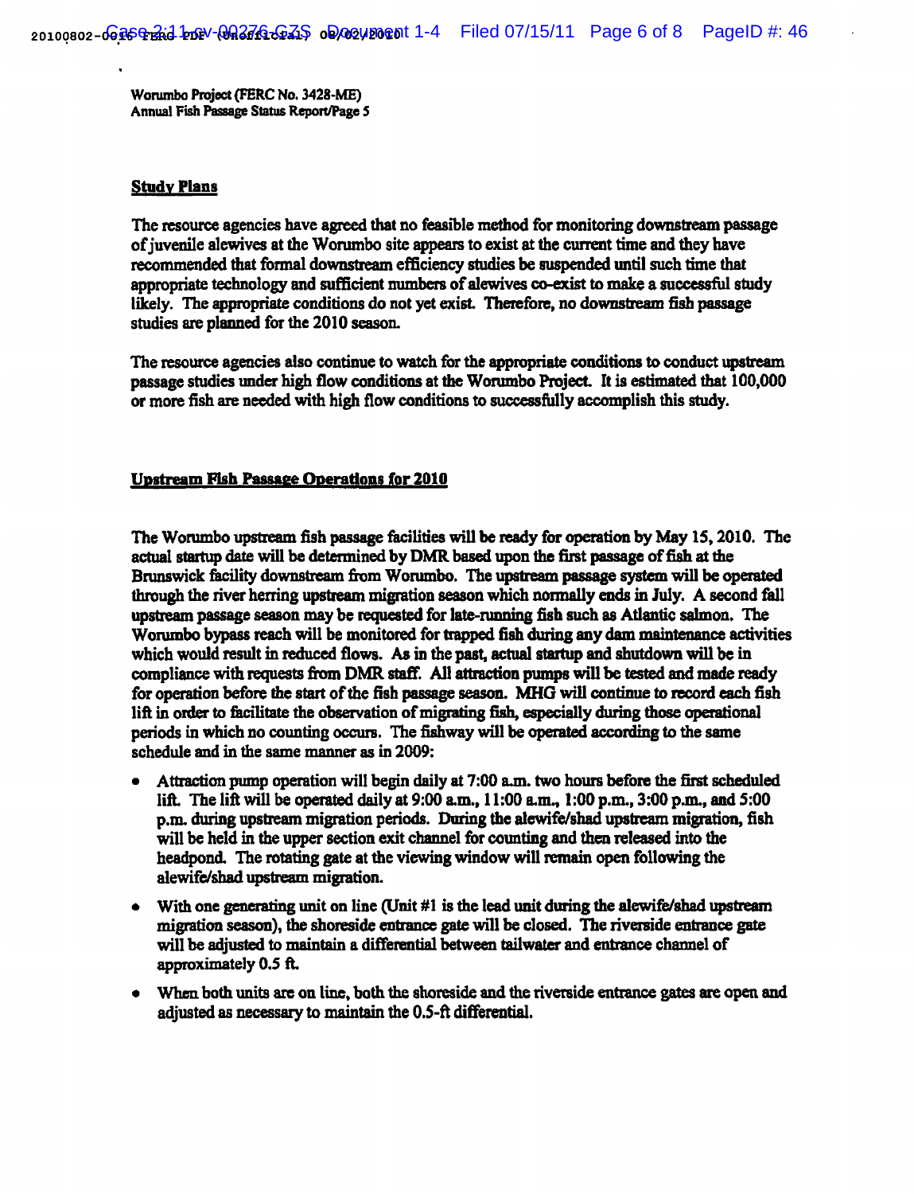Worumbo Project (FERC No. 3428-ME)
Annual Fish Passage Status Report/Page 5

## Study Plans

The resource agencies have agreed that no feasible method for monitoring downstream passage of juvenile alewives at the Worumbo site appears to exist at the current time and they have recommended that formal downstream efficiency studies be suspended until such time that appropriate technology and sufficient numbers of alewives co-exist to make a successful study likely. The appropriate conditions do not yet exist. Therefore, no downstream fish passage studies are planned for the 2010 season.

The resource agencies also continue to watch for the appropriate conditions to conduct upstream passage studies under high flow conditions at the Worumbo Project. It is estimated that 100,000 or more fish are needed with high flow conditions to successfully accomplish this study.

## Upstream Fish Passage Operations for 2010

The Worumbo upstream fish passage facilities will be ready for operation by May 15, 2010. The actual startup date will be determined by DMR based upon the first passage of fish at the Brunswick facility downstream from Worumbo. The upstream passage system will be operated through the river herring upstream migration season which normally ends in July. A second fall upstream passage season may be requested for late-running fish such as Atlantic salmon. The Worumbo bypass reach will be monitored for trapped fish during any dam maintenance activities which would result in reduced flows. As in the past, actual startup and shutdown will be in compliance with requests from DMR staff. All attraction pumps will be tested and made ready for operation before the start of the fish passage season. MHG will continue to record each fish lift in order to facilitate the observation of migrating fish, especially during those operational periods in which no counting occurs. The fishway will be operated according to the same schedule and in the same manner as in 2009:

- Attraction pump operation will begin daily at 7:00 a.m. two hours before the first scheduled lift. The lift will be operated daily at 9:00 a.m., 11:00 a.m., 1:00 p.m., 3:00 p.m., and 5:00 p.m. during upstream migration periods. During the alewife/shad upstream migration, fish will be held in the upper section exit channel for counting and then released into the headpond. The rotating gate at the viewing window will remain open following the alewife/shad upstream migration.
- With one generating unit on line (Unit #1 is the lead unit during the alewife/shad upstream migration season), the shoreside entrance gate will be closed. The riverside entrance gate will be adjusted to maintain a differential between tailwater and entrance channel of approximately 0.5 ft.
- When both units are on line, both the shoreside and the riverside entrance gates are open and adjusted as necessary to maintain the 0.5-ft differential.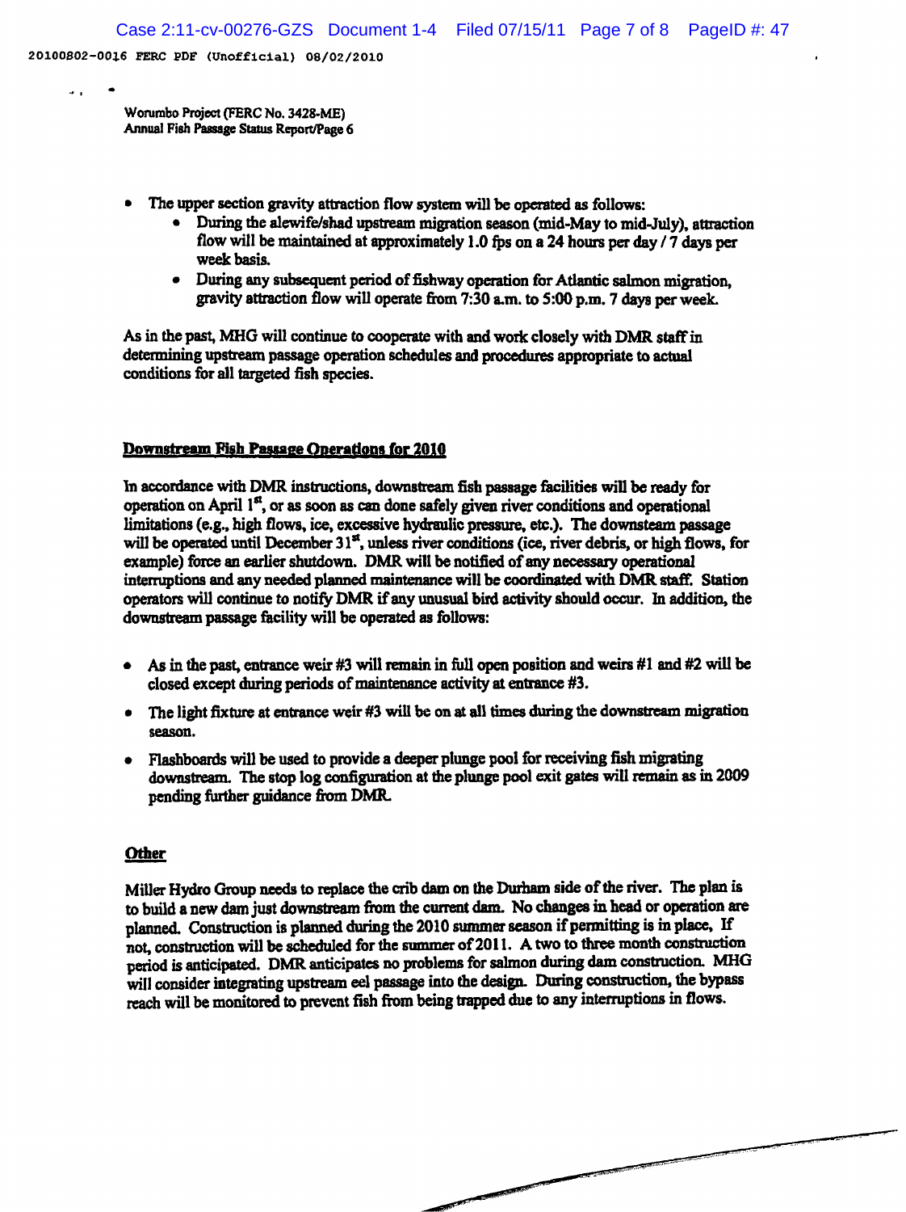Worumbo Project (FERC No. 3428-ME)
Annual Fish Passage Status Report/Page 6

- The upper section gravity attraction flow system will be operated as follows:
  - During the alewife/shad upstream migration season (mid-May to mid-July), attraction flow will be maintained at approximately 1.0 fps on a 24 hours per day / 7 days per week basis.
  - During any subsequent period of fishway operation for Atlantic salmon migration, gravity attraction flow will operate from 7:30 a.m. to 5:00 p.m. 7 days per week.

As in the past, MHG will continue to cooperate with and work closely with DMR staff in determining upstream passage operation schedules and procedures appropriate to actual conditions for all targeted fish species.

## Downstream Fish Passage Operations for 2010

In accordance with DMR instructions, downstream fish passage facilities will be ready for operation on April 1st, or as soon as can done safely given river conditions and operational limitations (e.g., high flows, ice, excessive hydraulic pressure, etc.). The downsteam passage will be operated until December 31st, unless river conditions (ice, river debris, or high flows, for example) force an earlier shutdown. DMR will be notified of any necessary operational interruptions and any needed planned maintenance will be coordinated with DMR staff. Station operators will continue to notify DMR if any unusual bird activity should occur. In addition, the downstream passage facility will be operated as follows:

- As in the past, entrance weir #3 will remain in full open position and weirs #1 and #2 will be closed except during periods of maintenance activity at entrance #3.
- The light fixture at entrance weir #3 will be on at all times during the downstream migration season.
- Flashboards will be used to provide a deeper plunge pool for receiving fish migrating downstream. The stop log configuration at the plunge pool exit gates will remain as in 2009 pending further guidance from DMR.

## Other

Miller Hydro Group needs to replace the crib dam on the Durham side of the river. The plan is to build a new dam just downstream from the current dam. No changes in head or operation are planned. Construction is planned during the 2010 summer season if permitting is in place, If not, construction will be scheduled for the summer of 2011. A two to three month construction period is anticipated. DMR anticipates no problems for salmon during dam construction. MHG will consider integrating upstream eel passage into the design. During construction, the bypass reach will be monitored to prevent fish from being trapped due to any interruptions in flows.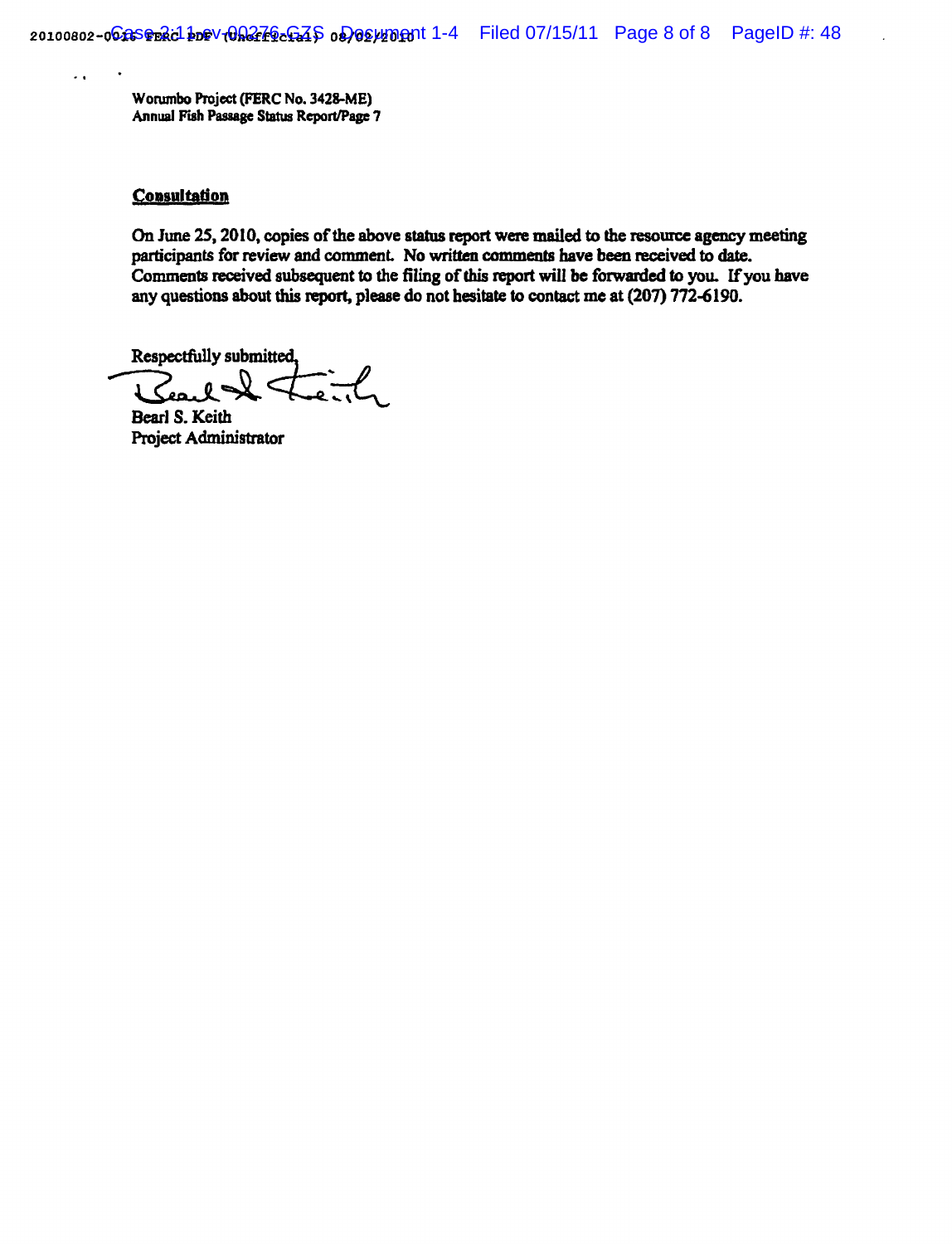Worumbo Project (FERC No. 3428-ME)
Annual Fish Passage Status Report/Page 7

**Consultation**

On June 25, 2010, copies of the above status report were mailed to the resource agency meeting participants for review and comment. No written comments have been received to date. Comments received subsequent to the filing of this report will be forwarded to you. If you have any questions about this report, please do not hesitate to contact me at (207) 772-6190.

Respectfully submitted,

Bearl S. Keith
Project Administrator